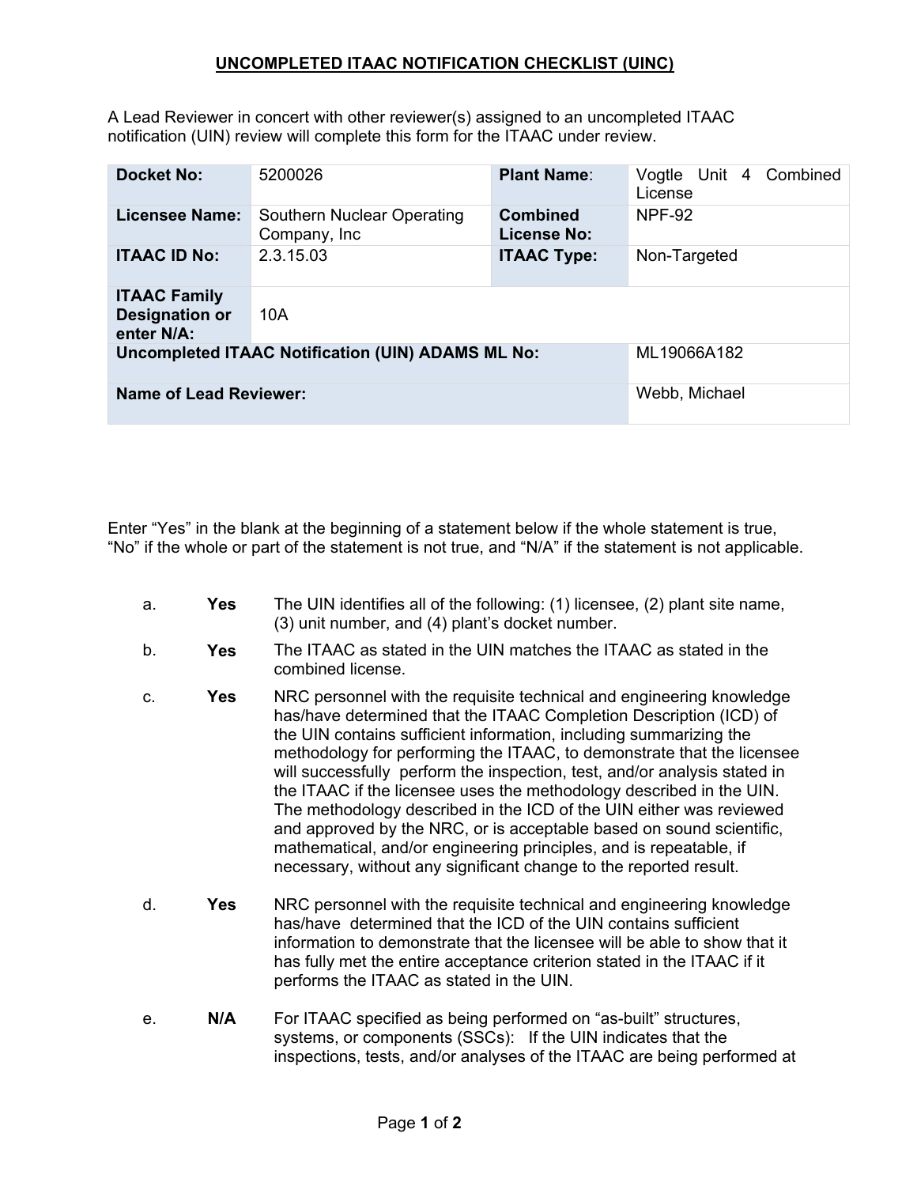## UNCOMPLETED ITAAC NOTIFICATION CHECKLIST (UINC)

A Lead Reviewer in concert with other reviewer(s) assigned to an uncompleted ITAAC notification (UIN) review will complete this form for the ITAAC under review.

| **Docket No:** | 5200026 | **Plant Name**: | Vogtle Unit 4 Combined License |
|---|---|---|---|
| **Licensee Name:** | Southern Nuclear Operating Company, Inc | **Combined License No:** | NPF-92 |
| **ITAAC ID No:** | 2.3.15.03 | **ITAAC Type:** | Non-Targeted |
| **ITAAC Family Designation or enter N/A:** | 10A | | |
| **Uncompleted ITAAC Notification (UIN) ADAMS ML No:** | | | ML19066A182 |
| **Name of Lead Reviewer:** | | | Webb, Michael |

Enter "Yes" in the blank at the beginning of a statement below if the whole statement is true, "No" if the whole or part of the statement is not true, and "N/A" if the statement is not applicable.

a. **Yes** The UIN identifies all of the following: (1) licensee, (2) plant site name, (3) unit number, and (4) plant's docket number.

b. **Yes** The ITAAC as stated in the UIN matches the ITAAC as stated in the combined license.

c. **Yes** NRC personnel with the requisite technical and engineering knowledge has/have determined that the ITAAC Completion Description (ICD) of the UIN contains sufficient information, including summarizing the methodology for performing the ITAAC, to demonstrate that the licensee will successfully perform the inspection, test, and/or analysis stated in the ITAAC if the licensee uses the methodology described in the UIN. The methodology described in the ICD of the UIN either was reviewed and approved by the NRC, or is acceptable based on sound scientific, mathematical, and/or engineering principles, and is repeatable, if necessary, without any significant change to the reported result.

d. **Yes** NRC personnel with the requisite technical and engineering knowledge has/have determined that the ICD of the UIN contains sufficient information to demonstrate that the licensee will be able to show that it has fully met the entire acceptance criterion stated in the ITAAC if it performs the ITAAC as stated in the UIN.

e. **N/A** For ITAAC specified as being performed on "as-built" structures, systems, or components (SSCs): If the UIN indicates that the inspections, tests, and/or analyses of the ITAAC are being performed at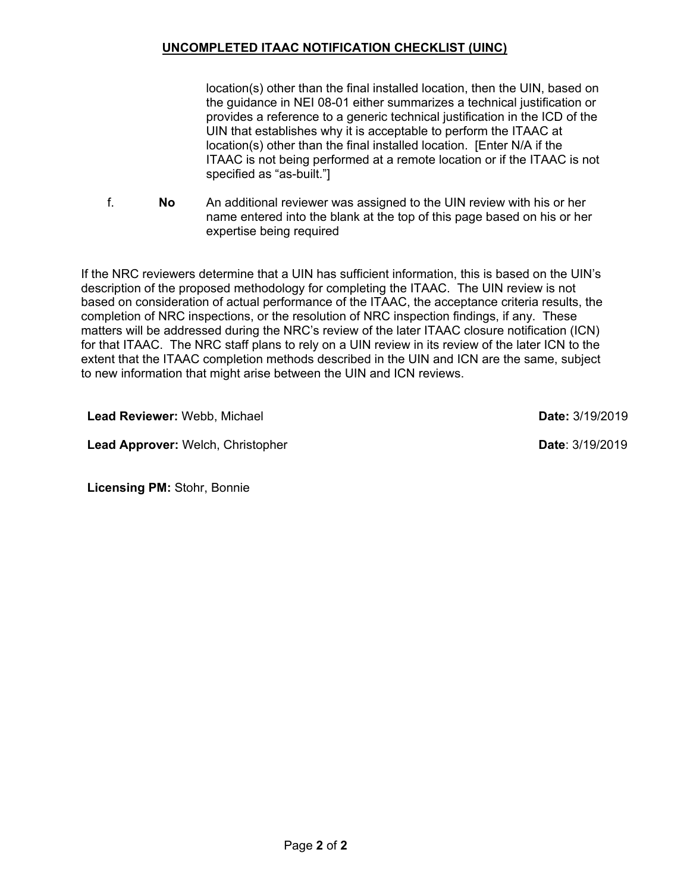location(s) other than the final installed location, then the UIN, based on the guidance in NEI 08-01 either summarizes a technical justification or provides a reference to a generic technical justification in the ICD of the UIN that establishes why it is acceptable to perform the ITAAC at location(s) other than the final installed location. [Enter N/A if the ITAAC is not being performed at a remote location or if the ITAAC is not specified as "as-built."]

f. **No** An additional reviewer was assigned to the UIN review with his or her name entered into the blank at the top of this page based on his or her expertise being required

If the NRC reviewers determine that a UIN has sufficient information, this is based on the UIN's description of the proposed methodology for completing the ITAAC. The UIN review is not based on consideration of actual performance of the ITAAC, the acceptance criteria results, the completion of NRC inspections, or the resolution of NRC inspection findings, if any. These matters will be addressed during the NRC's review of the later ITAAC closure notification (ICN) for that ITAAC. The NRC staff plans to rely on a UIN review in its review of the later ICN to the extent that the ITAAC completion methods described in the UIN and ICN are the same, subject to new information that might arise between the UIN and ICN reviews.

**Lead Reviewer:** Webb, Michael **Date:** 3/19/2019

**Lead Approver:** Welch, Christopher **Date**: 3/19/2019

**Licensing PM:** Stohr, Bonnie